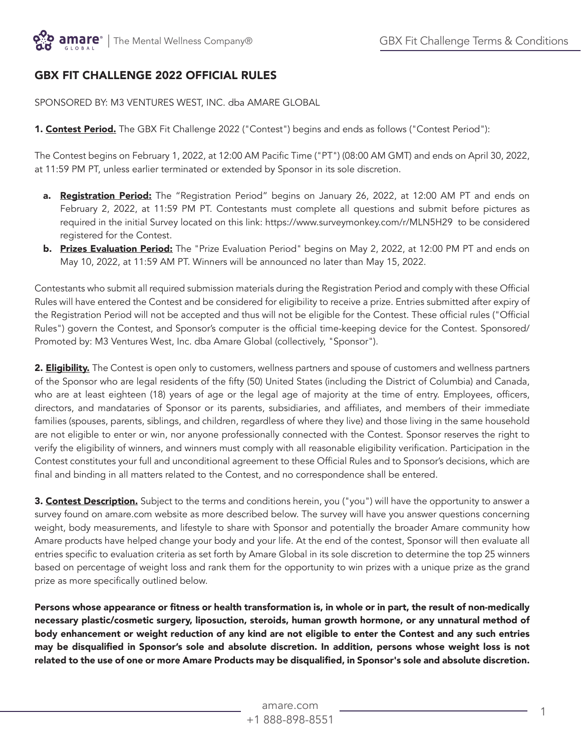# GBX FIT CHALLENGE 2022 OFFICIAL RULES

SPONSORED BY: M3 VENTURES WEST, INC. dba AMARE GLOBAL

**1. Contest Period.** The GBX Fit Challenge 2022 ("Contest") begins and ends as follows ("Contest Period"):

The Contest begins on February 1, 2022, at 12:00 AM Pacific Time ("PT") (08:00 AM GMT) and ends on April 30, 2022, at 11:59 PM PT, unless earlier terminated or extended by Sponsor in its sole discretion.

a. **Registration Period:** The "Registration Period" begins on January 26, 2022, at 12:00 AM PT and ends on February 2, 2022, at 11:59 PM PT. Contestants must complete all questions and submit before pictures as required in the initial Survey located on this link: https://www.surveymonkey.com/r/MLN5H29 to be considered registered for the Contest.

b. **Prizes Evaluation Period:** The "Prize Evaluation Period" begins on May 2, 2022, at 12:00 PM PT and ends on May 10, 2022, at 11:59 AM PT. Winners will be announced no later than May 15, 2022.

Contestants who submit all required submission materials during the Registration Period and comply with these Official Rules will have entered the Contest and be considered for eligibility to receive a prize. Entries submitted after expiry of the Registration Period will not be accepted and thus will not be eligible for the Contest. These official rules ("Official Rules") govern the Contest, and Sponsor's computer is the official time-keeping device for the Contest. Sponsored/ Promoted by: M3 Ventures West, Inc. dba Amare Global (collectively, "Sponsor").

**2. Eligibility.** The Contest is open only to customers, wellness partners and spouse of customers and wellness partners of the Sponsor who are legal residents of the fifty (50) United States (including the District of Columbia) and Canada, who are at least eighteen (18) years of age or the legal age of majority at the time of entry. Employees, officers, directors, and mandataries of Sponsor or its parents, subsidiaries, and affiliates, and members of their immediate families (spouses, parents, siblings, and children, regardless of where they live) and those living in the same household are not eligible to enter or win, nor anyone professionally connected with the Contest. Sponsor reserves the right to verify the eligibility of winners, and winners must comply with all reasonable eligibility verification. Participation in the Contest constitutes your full and unconditional agreement to these Official Rules and to Sponsor's decisions, which are final and binding in all matters related to the Contest, and no correspondence shall be entered.

**3. Contest Description.** Subject to the terms and conditions herein, you ("you") will have the opportunity to answer a survey found on amare.com website as more described below. The survey will have you answer questions concerning weight, body measurements, and lifestyle to share with Sponsor and potentially the broader Amare community how Amare products have helped change your body and your life. At the end of the contest, Sponsor will then evaluate all entries specific to evaluation criteria as set forth by Amare Global in its sole discretion to determine the top 25 winners based on percentage of weight loss and rank them for the opportunity to win prizes with a unique prize as the grand prize as more specifically outlined below.

**Persons whose appearance or fitness or health transformation is, in whole or in part, the result of non-medically necessary plastic/cosmetic surgery, liposuction, steroids, human growth hormone, or any unnatural method of body enhancement or weight reduction of any kind are not eligible to enter the Contest and any such entries may be disqualified in Sponsor's sole and absolute discretion. In addition, persons whose weight loss is not related to the use of one or more Amare Products may be disqualified, in Sponsor's sole and absolute discretion.**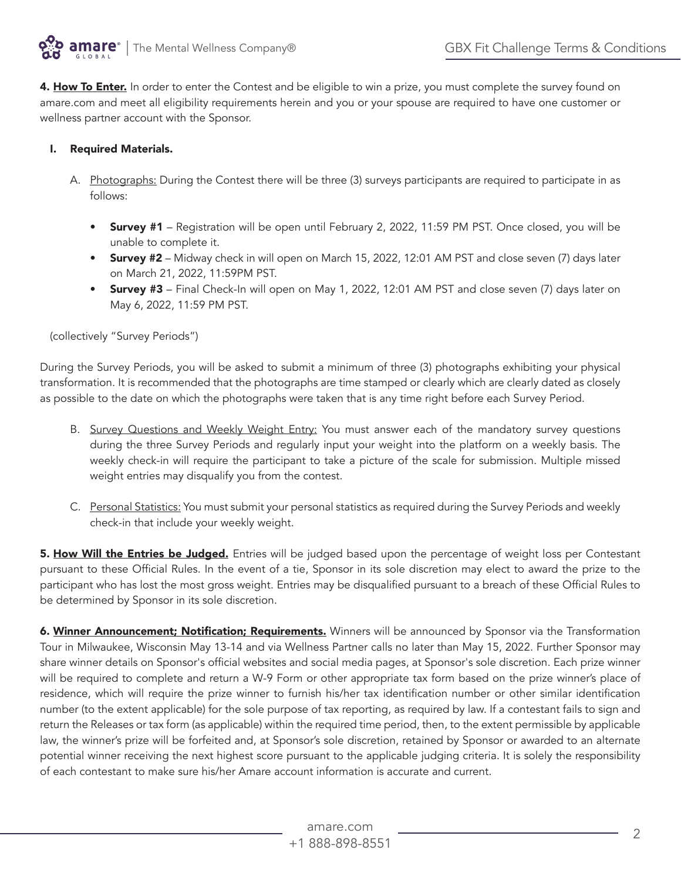**4. How To Enter.** In order to enter the Contest and be eligible to win a prize, you must complete the survey found on amare.com and meet all eligibility requirements herein and you or your spouse are required to have one customer or wellness partner account with the Sponsor.

**I. Required Materials.**

A. Photographs: During the Contest there will be three (3) surveys participants are required to participate in as follows:

- **Survey #1** – Registration will be open until February 2, 2022, 11:59 PM PST. Once closed, you will be unable to complete it.
- **Survey #2** – Midway check in will open on March 15, 2022, 12:01 AM PST and close seven (7) days later on March 21, 2022, 11:59PM PST.
- **Survey #3** – Final Check-In will open on May 1, 2022, 12:01 AM PST and close seven (7) days later on May 6, 2022, 11:59 PM PST.

(collectively "Survey Periods")

During the Survey Periods, you will be asked to submit a minimum of three (3) photographs exhibiting your physical transformation. It is recommended that the photographs are time stamped or clearly which are clearly dated as closely as possible to the date on which the photographs were taken that is any time right before each Survey Period.

B. Survey Questions and Weekly Weight Entry: You must answer each of the mandatory survey questions during the three Survey Periods and regularly input your weight into the platform on a weekly basis. The weekly check-in will require the participant to take a picture of the scale for submission. Multiple missed weight entries may disqualify you from the contest.

C. Personal Statistics: You must submit your personal statistics as required during the Survey Periods and weekly check-in that include your weekly weight.

**5. How Will the Entries be Judged.** Entries will be judged based upon the percentage of weight loss per Contestant pursuant to these Official Rules. In the event of a tie, Sponsor in its sole discretion may elect to award the prize to the participant who has lost the most gross weight. Entries may be disqualified pursuant to a breach of these Official Rules to be determined by Sponsor in its sole discretion.

**6. Winner Announcement; Notification; Requirements.** Winners will be announced by Sponsor via the Transformation Tour in Milwaukee, Wisconsin May 13-14 and via Wellness Partner calls no later than May 15, 2022. Further Sponsor may share winner details on Sponsor's official websites and social media pages, at Sponsor's sole discretion. Each prize winner will be required to complete and return a W-9 Form or other appropriate tax form based on the prize winner's place of residence, which will require the prize winner to furnish his/her tax identification number or other similar identification number (to the extent applicable) for the sole purpose of tax reporting, as required by law. If a contestant fails to sign and return the Releases or tax form (as applicable) within the required time period, then, to the extent permissible by applicable law, the winner's prize will be forfeited and, at Sponsor's sole discretion, retained by Sponsor or awarded to an alternate potential winner receiving the next highest score pursuant to the applicable judging criteria. It is solely the responsibility of each contestant to make sure his/her Amare account information is accurate and current.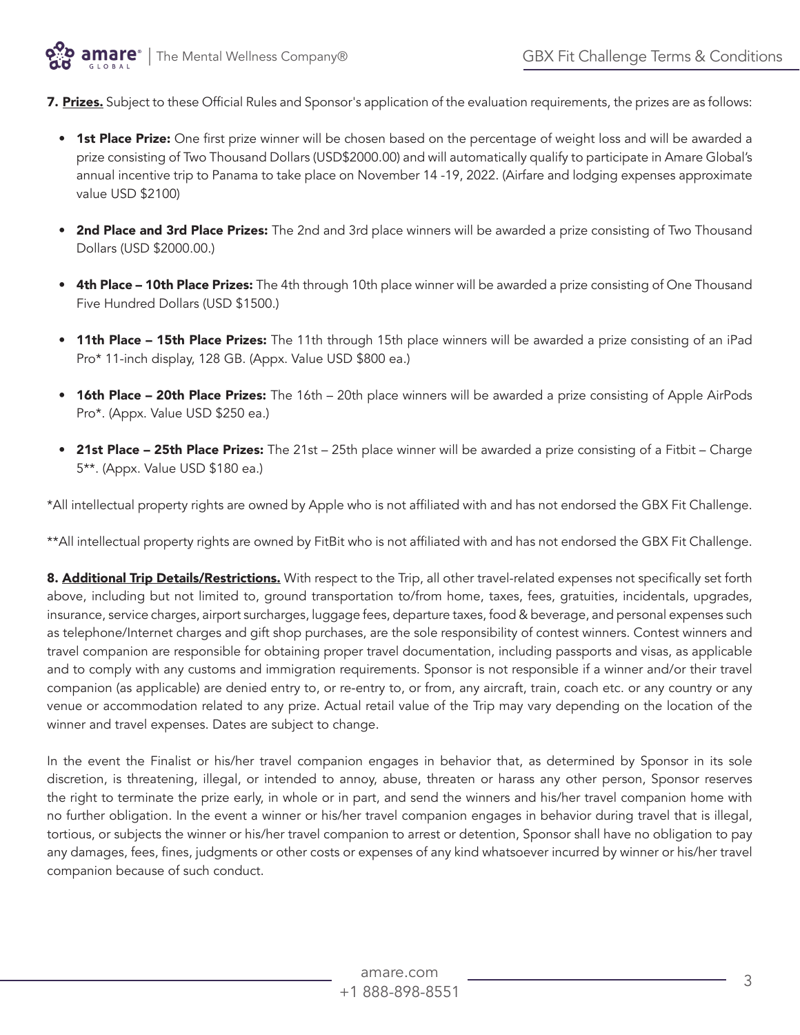**7. <u>Prizes.</u>** Subject to these Official Rules and Sponsor's application of the evaluation requirements, the prizes are as follows:

- **1st Place Prize:** One first prize winner will be chosen based on the percentage of weight loss and will be awarded a prize consisting of Two Thousand Dollars (USD$2000.00) and will automatically qualify to participate in Amare Global's annual incentive trip to Panama to take place on November 14 -19, 2022. (Airfare and lodging expenses approximate value USD $2100)

- **2nd Place and 3rd Place Prizes:** The 2nd and 3rd place winners will be awarded a prize consisting of Two Thousand Dollars (USD $2000.00.)

- **4th Place – 10th Place Prizes:** The 4th through 10th place winner will be awarded a prize consisting of One Thousand Five Hundred Dollars (USD $1500.)

- **11th Place – 15th Place Prizes:** The 11th through 15th place winners will be awarded a prize consisting of an iPad Pro* 11-inch display, 128 GB. (Appx. Value USD $800 ea.)

- **16th Place – 20th Place Prizes:** The 16th – 20th place winners will be awarded a prize consisting of Apple AirPods Pro*. (Appx. Value USD $250 ea.)

- **21st Place – 25th Place Prizes:** The 21st – 25th place winner will be awarded a prize consisting of a Fitbit – Charge 5**. (Appx. Value USD $180 ea.)

*All intellectual property rights are owned by Apple who is not affiliated with and has not endorsed the GBX Fit Challenge.

**All intellectual property rights are owned by FitBit who is not affiliated with and has not endorsed the GBX Fit Challenge.

**8. <u>Additional Trip Details/Restrictions.</u>** With respect to the Trip, all other travel-related expenses not specifically set forth above, including but not limited to, ground transportation to/from home, taxes, fees, gratuities, incidentals, upgrades, insurance, service charges, airport surcharges, luggage fees, departure taxes, food & beverage, and personal expenses such as telephone/Internet charges and gift shop purchases, are the sole responsibility of contest winners. Contest winners and travel companion are responsible for obtaining proper travel documentation, including passports and visas, as applicable and to comply with any customs and immigration requirements. Sponsor is not responsible if a winner and/or their travel companion (as applicable) are denied entry to, or re-entry to, or from, any aircraft, train, coach etc. or any country or any venue or accommodation related to any prize. Actual retail value of the Trip may vary depending on the location of the winner and travel expenses. Dates are subject to change.

In the event the Finalist or his/her travel companion engages in behavior that, as determined by Sponsor in its sole discretion, is threatening, illegal, or intended to annoy, abuse, threaten or harass any other person, Sponsor reserves the right to terminate the prize early, in whole or in part, and send the winners and his/her travel companion home with no further obligation. In the event a winner or his/her travel companion engages in behavior during travel that is illegal, tortious, or subjects the winner or his/her travel companion to arrest or detention, Sponsor shall have no obligation to pay any damages, fees, fines, judgments or other costs or expenses of any kind whatsoever incurred by winner or his/her travel companion because of such conduct.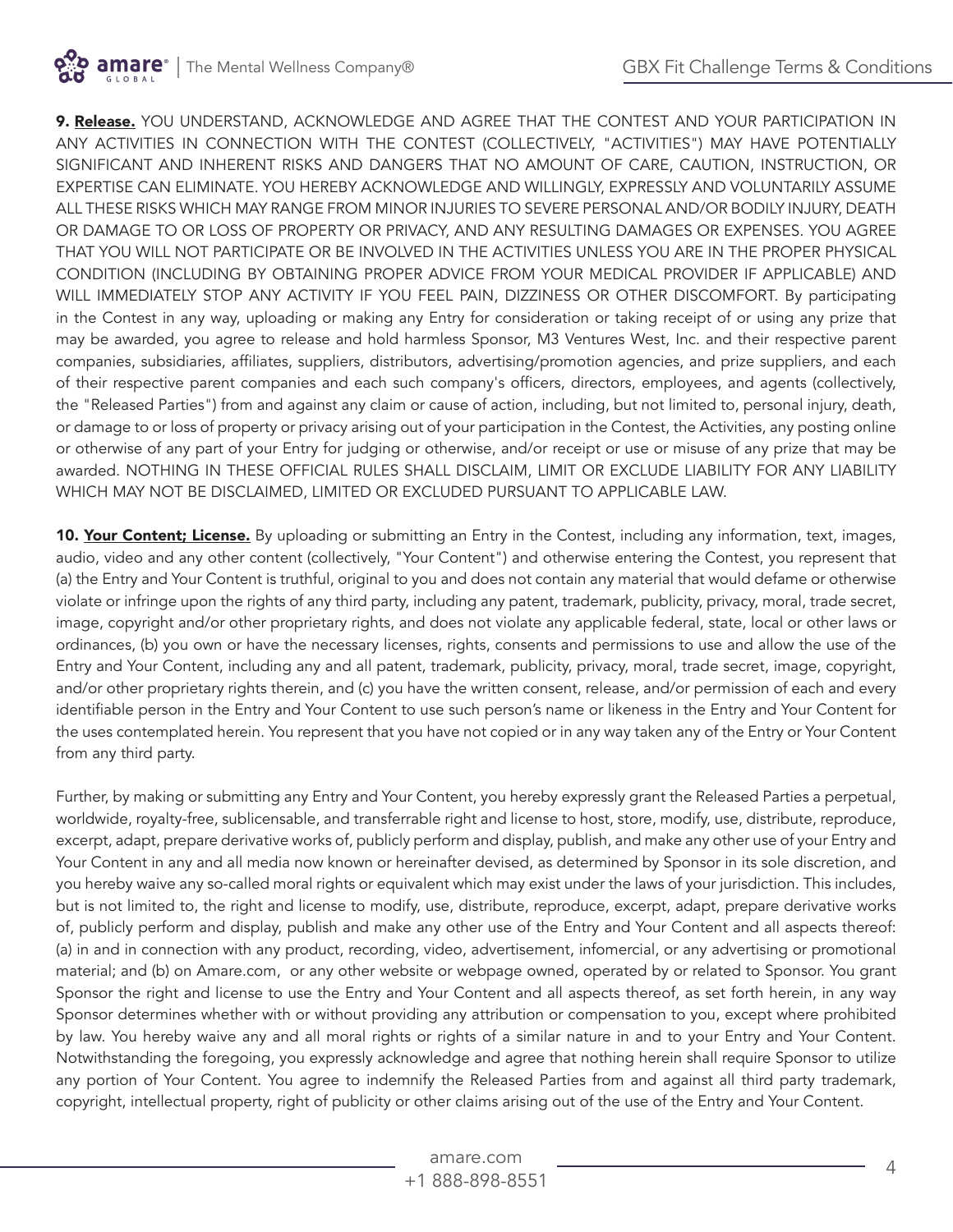**9. Release.** YOU UNDERSTAND, ACKNOWLEDGE AND AGREE THAT THE CONTEST AND YOUR PARTICIPATION IN ANY ACTIVITIES IN CONNECTION WITH THE CONTEST (COLLECTIVELY, "ACTIVITIES") MAY HAVE POTENTIALLY SIGNIFICANT AND INHERENT RISKS AND DANGERS THAT NO AMOUNT OF CARE, CAUTION, INSTRUCTION, OR EXPERTISE CAN ELIMINATE. YOU HEREBY ACKNOWLEDGE AND WILLINGLY, EXPRESSLY AND VOLUNTARILY ASSUME ALL THESE RISKS WHICH MAY RANGE FROM MINOR INJURIES TO SEVERE PERSONAL AND/OR BODILY INJURY, DEATH OR DAMAGE TO OR LOSS OF PROPERTY OR PRIVACY, AND ANY RESULTING DAMAGES OR EXPENSES. YOU AGREE THAT YOU WILL NOT PARTICIPATE OR BE INVOLVED IN THE ACTIVITIES UNLESS YOU ARE IN THE PROPER PHYSICAL CONDITION (INCLUDING BY OBTAINING PROPER ADVICE FROM YOUR MEDICAL PROVIDER IF APPLICABLE) AND WILL IMMEDIATELY STOP ANY ACTIVITY IF YOU FEEL PAIN, DIZZINESS OR OTHER DISCOMFORT. By participating in the Contest in any way, uploading or making any Entry for consideration or taking receipt of or using any prize that may be awarded, you agree to release and hold harmless Sponsor, M3 Ventures West, Inc. and their respective parent companies, subsidiaries, affiliates, suppliers, distributors, advertising/promotion agencies, and prize suppliers, and each of their respective parent companies and each such company's officers, directors, employees, and agents (collectively, the "Released Parties") from and against any claim or cause of action, including, but not limited to, personal injury, death, or damage to or loss of property or privacy arising out of your participation in the Contest, the Activities, any posting online or otherwise of any part of your Entry for judging or otherwise, and/or receipt or use or misuse of any prize that may be awarded. NOTHING IN THESE OFFICIAL RULES SHALL DISCLAIM, LIMIT OR EXCLUDE LIABILITY FOR ANY LIABILITY WHICH MAY NOT BE DISCLAIMED, LIMITED OR EXCLUDED PURSUANT TO APPLICABLE LAW.

**10. Your Content; License.** By uploading or submitting an Entry in the Contest, including any information, text, images, audio, video and any other content (collectively, "Your Content") and otherwise entering the Contest, you represent that (a) the Entry and Your Content is truthful, original to you and does not contain any material that would defame or otherwise violate or infringe upon the rights of any third party, including any patent, trademark, publicity, privacy, moral, trade secret, image, copyright and/or other proprietary rights, and does not violate any applicable federal, state, local or other laws or ordinances, (b) you own or have the necessary licenses, rights, consents and permissions to use and allow the use of the Entry and Your Content, including any and all patent, trademark, publicity, privacy, moral, trade secret, image, copyright, and/or other proprietary rights therein, and (c) you have the written consent, release, and/or permission of each and every identifiable person in the Entry and Your Content to use such person's name or likeness in the Entry and Your Content for the uses contemplated herein. You represent that you have not copied or in any way taken any of the Entry or Your Content from any third party.

Further, by making or submitting any Entry and Your Content, you hereby expressly grant the Released Parties a perpetual, worldwide, royalty-free, sublicensable, and transferrable right and license to host, store, modify, use, distribute, reproduce, excerpt, adapt, prepare derivative works of, publicly perform and display, publish, and make any other use of your Entry and Your Content in any and all media now known or hereinafter devised, as determined by Sponsor in its sole discretion, and you hereby waive any so-called moral rights or equivalent which may exist under the laws of your jurisdiction. This includes, but is not limited to, the right and license to modify, use, distribute, reproduce, excerpt, adapt, prepare derivative works of, publicly perform and display, publish and make any other use of the Entry and Your Content and all aspects thereof: (a) in and in connection with any product, recording, video, advertisement, infomercial, or any advertising or promotional material; and (b) on Amare.com, or any other website or webpage owned, operated by or related to Sponsor. You grant Sponsor the right and license to use the Entry and Your Content and all aspects thereof, as set forth herein, in any way Sponsor determines whether with or without providing any attribution or compensation to you, except where prohibited by law. You hereby waive any and all moral rights or rights of a similar nature in and to your Entry and Your Content. Notwithstanding the foregoing, you expressly acknowledge and agree that nothing herein shall require Sponsor to utilize any portion of Your Content. You agree to indemnify the Released Parties from and against all third party trademark, copyright, intellectual property, right of publicity or other claims arising out of the use of the Entry and Your Content.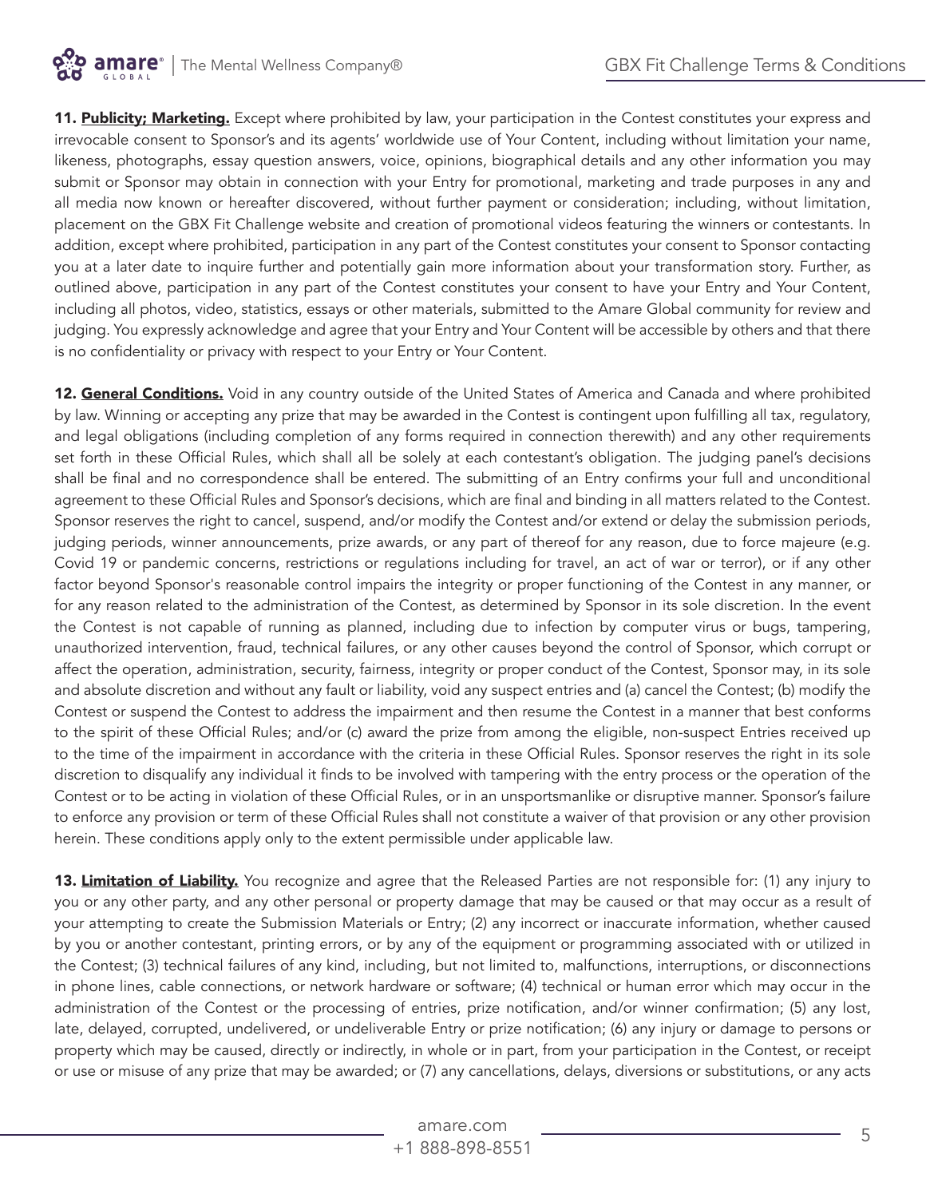**11. Publicity; Marketing.** Except where prohibited by law, your participation in the Contest constitutes your express and irrevocable consent to Sponsor's and its agents' worldwide use of Your Content, including without limitation your name, likeness, photographs, essay question answers, voice, opinions, biographical details and any other information you may submit or Sponsor may obtain in connection with your Entry for promotional, marketing and trade purposes in any and all media now known or hereafter discovered, without further payment or consideration; including, without limitation, placement on the GBX Fit Challenge website and creation of promotional videos featuring the winners or contestants. In addition, except where prohibited, participation in any part of the Contest constitutes your consent to Sponsor contacting you at a later date to inquire further and potentially gain more information about your transformation story. Further, as outlined above, participation in any part of the Contest constitutes your consent to have your Entry and Your Content, including all photos, video, statistics, essays or other materials, submitted to the Amare Global community for review and judging. You expressly acknowledge and agree that your Entry and Your Content will be accessible by others and that there is no confidentiality or privacy with respect to your Entry or Your Content.

**12. General Conditions.** Void in any country outside of the United States of America and Canada and where prohibited by law. Winning or accepting any prize that may be awarded in the Contest is contingent upon fulfilling all tax, regulatory, and legal obligations (including completion of any forms required in connection therewith) and any other requirements set forth in these Official Rules, which shall all be solely at each contestant's obligation. The judging panel's decisions shall be final and no correspondence shall be entered. The submitting of an Entry confirms your full and unconditional agreement to these Official Rules and Sponsor's decisions, which are final and binding in all matters related to the Contest. Sponsor reserves the right to cancel, suspend, and/or modify the Contest and/or extend or delay the submission periods, judging periods, winner announcements, prize awards, or any part of thereof for any reason, due to force majeure (e.g. Covid 19 or pandemic concerns, restrictions or regulations including for travel, an act of war or terror), or if any other factor beyond Sponsor's reasonable control impairs the integrity or proper functioning of the Contest in any manner, or for any reason related to the administration of the Contest, as determined by Sponsor in its sole discretion. In the event the Contest is not capable of running as planned, including due to infection by computer virus or bugs, tampering, unauthorized intervention, fraud, technical failures, or any other causes beyond the control of Sponsor, which corrupt or affect the operation, administration, security, fairness, integrity or proper conduct of the Contest, Sponsor may, in its sole and absolute discretion and without any fault or liability, void any suspect entries and (a) cancel the Contest; (b) modify the Contest or suspend the Contest to address the impairment and then resume the Contest in a manner that best conforms to the spirit of these Official Rules; and/or (c) award the prize from among the eligible, non-suspect Entries received up to the time of the impairment in accordance with the criteria in these Official Rules. Sponsor reserves the right in its sole discretion to disqualify any individual it finds to be involved with tampering with the entry process or the operation of the Contest or to be acting in violation of these Official Rules, or in an unsportsmanlike or disruptive manner. Sponsor's failure to enforce any provision or term of these Official Rules shall not constitute a waiver of that provision or any other provision herein. These conditions apply only to the extent permissible under applicable law.

**13. Limitation of Liability.** You recognize and agree that the Released Parties are not responsible for: (1) any injury to you or any other party, and any other personal or property damage that may be caused or that may occur as a result of your attempting to create the Submission Materials or Entry; (2) any incorrect or inaccurate information, whether caused by you or another contestant, printing errors, or by any of the equipment or programming associated with or utilized in the Contest; (3) technical failures of any kind, including, but not limited to, malfunctions, interruptions, or disconnections in phone lines, cable connections, or network hardware or software; (4) technical or human error which may occur in the administration of the Contest or the processing of entries, prize notification, and/or winner confirmation; (5) any lost, late, delayed, corrupted, undelivered, or undeliverable Entry or prize notification; (6) any injury or damage to persons or property which may be caused, directly or indirectly, in whole or in part, from your participation in the Contest, or receipt or use or misuse of any prize that may be awarded; or (7) any cancellations, delays, diversions or substitutions, or any acts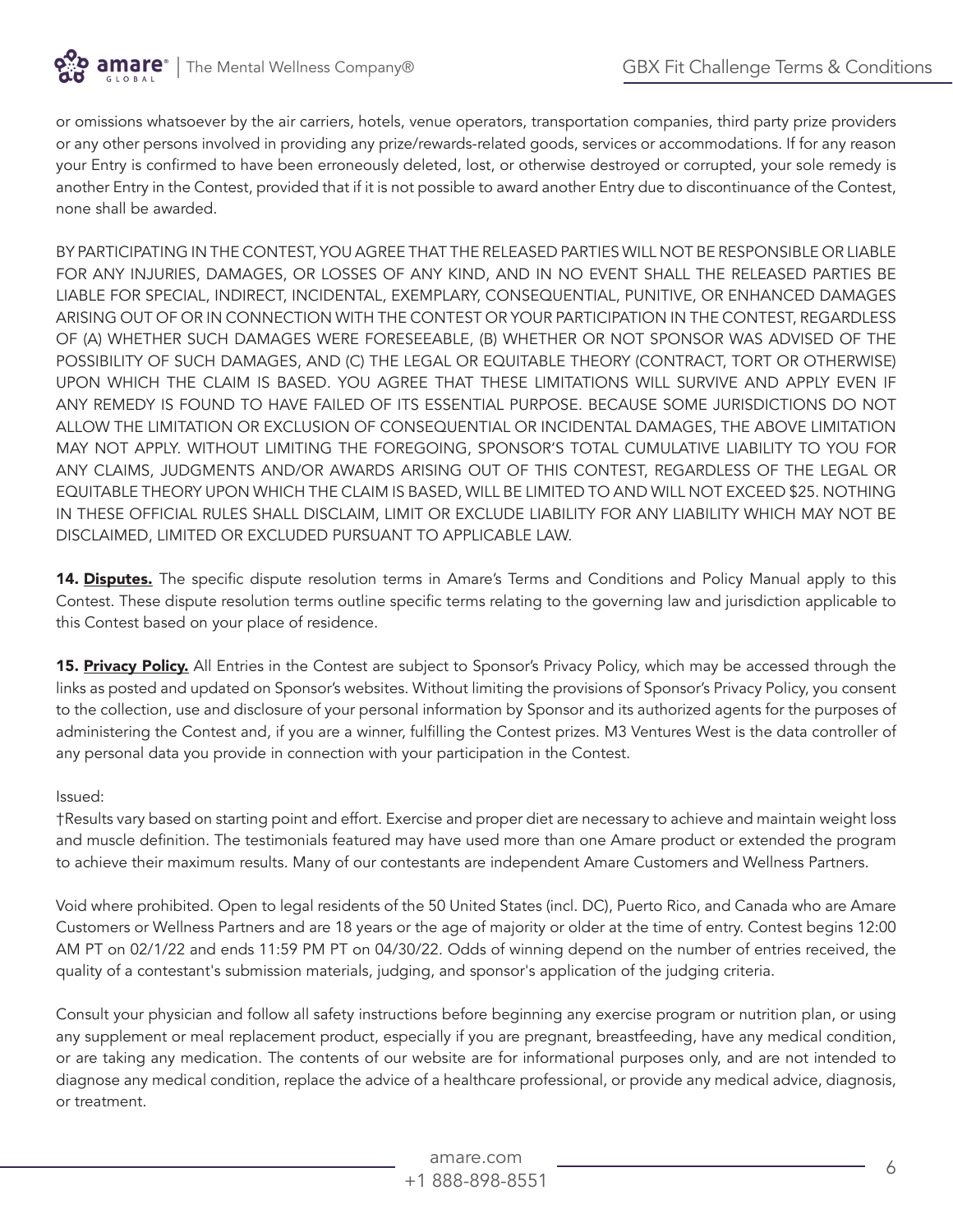or omissions whatsoever by the air carriers, hotels, venue operators, transportation companies, third party prize providers or any other persons involved in providing any prize/rewards-related goods, services or accommodations. If for any reason your Entry is confirmed to have been erroneously deleted, lost, or otherwise destroyed or corrupted, your sole remedy is another Entry in the Contest, provided that if it is not possible to award another Entry due to discontinuance of the Contest, none shall be awarded.

BY PARTICIPATING IN THE CONTEST, YOU AGREE THAT THE RELEASED PARTIES WILL NOT BE RESPONSIBLE OR LIABLE FOR ANY INJURIES, DAMAGES, OR LOSSES OF ANY KIND, AND IN NO EVENT SHALL THE RELEASED PARTIES BE LIABLE FOR SPECIAL, INDIRECT, INCIDENTAL, EXEMPLARY, CONSEQUENTIAL, PUNITIVE, OR ENHANCED DAMAGES ARISING OUT OF OR IN CONNECTION WITH THE CONTEST OR YOUR PARTICIPATION IN THE CONTEST, REGARDLESS OF (A) WHETHER SUCH DAMAGES WERE FORESEEABLE, (B) WHETHER OR NOT SPONSOR WAS ADVISED OF THE POSSIBILITY OF SUCH DAMAGES, AND (C) THE LEGAL OR EQUITABLE THEORY (CONTRACT, TORT OR OTHERWISE) UPON WHICH THE CLAIM IS BASED. YOU AGREE THAT THESE LIMITATIONS WILL SURVIVE AND APPLY EVEN IF ANY REMEDY IS FOUND TO HAVE FAILED OF ITS ESSENTIAL PURPOSE. BECAUSE SOME JURISDICTIONS DO NOT ALLOW THE LIMITATION OR EXCLUSION OF CONSEQUENTIAL OR INCIDENTAL DAMAGES, THE ABOVE LIMITATION MAY NOT APPLY. WITHOUT LIMITING THE FOREGOING, SPONSOR'S TOTAL CUMULATIVE LIABILITY TO YOU FOR ANY CLAIMS, JUDGMENTS AND/OR AWARDS ARISING OUT OF THIS CONTEST, REGARDLESS OF THE LEGAL OR EQUITABLE THEORY UPON WHICH THE CLAIM IS BASED, WILL BE LIMITED TO AND WILL NOT EXCEED $25. NOTHING IN THESE OFFICIAL RULES SHALL DISCLAIM, LIMIT OR EXCLUDE LIABILITY FOR ANY LIABILITY WHICH MAY NOT BE DISCLAIMED, LIMITED OR EXCLUDED PURSUANT TO APPLICABLE LAW.

**14. Disputes.** The specific dispute resolution terms in Amare's Terms and Conditions and Policy Manual apply to this Contest. These dispute resolution terms outline specific terms relating to the governing law and jurisdiction applicable to this Contest based on your place of residence.

**15. Privacy Policy.** All Entries in the Contest are subject to Sponsor's Privacy Policy, which may be accessed through the links as posted and updated on Sponsor's websites. Without limiting the provisions of Sponsor's Privacy Policy, you consent to the collection, use and disclosure of your personal information by Sponsor and its authorized agents for the purposes of administering the Contest and, if you are a winner, fulfilling the Contest prizes. M3 Ventures West is the data controller of any personal data you provide in connection with your participation in the Contest.

Issued:

†Results vary based on starting point and effort. Exercise and proper diet are necessary to achieve and maintain weight loss and muscle definition. The testimonials featured may have used more than one Amare product or extended the program to achieve their maximum results. Many of our contestants are independent Amare Customers and Wellness Partners.

Void where prohibited. Open to legal residents of the 50 United States (incl. DC), Puerto Rico, and Canada who are Amare Customers or Wellness Partners and are 18 years or the age of majority or older at the time of entry. Contest begins 12:00 AM PT on 02/1/22 and ends 11:59 PM PT on 04/30/22. Odds of winning depend on the number of entries received, the quality of a contestant's submission materials, judging, and sponsor's application of the judging criteria.

Consult your physician and follow all safety instructions before beginning any exercise program or nutrition plan, or using any supplement or meal replacement product, especially if you are pregnant, breastfeeding, have any medical condition, or are taking any medication. The contents of our website are for informational purposes only, and are not intended to diagnose any medical condition, replace the advice of a healthcare professional, or provide any medical advice, diagnosis, or treatment.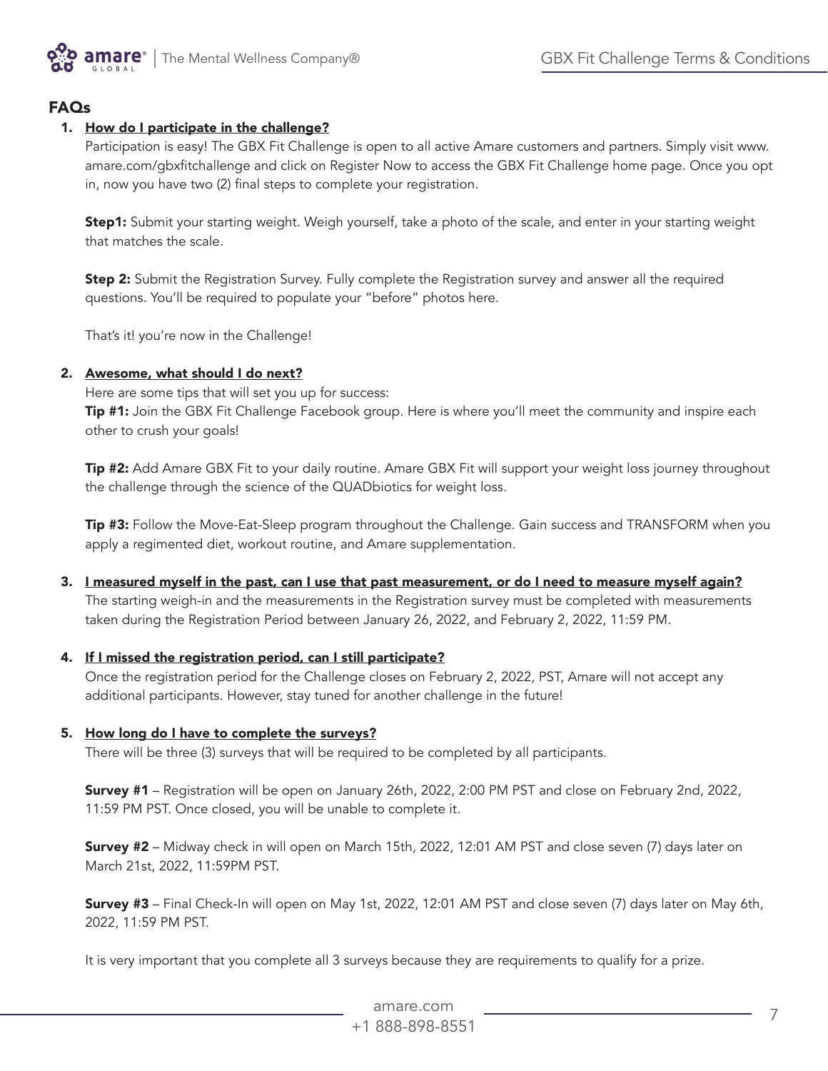## FAQs

1. **How do I participate in the challenge?**

   Participation is easy! The GBX Fit Challenge is open to all active Amare customers and partners. Simply visit www.amare.com/gbxfitchallenge and click on Register Now to access the GBX Fit Challenge home page. Once you opt in, now you have two (2) final steps to complete your registration.

   **Step1:** Submit your starting weight. Weigh yourself, take a photo of the scale, and enter in your starting weight that matches the scale.

   **Step 2:** Submit the Registration Survey. Fully complete the Registration survey and answer all the required questions. You'll be required to populate your "before" photos here.

   That's it! you're now in the Challenge!

2. **Awesome, what should I do next?**

   Here are some tips that will set you up for success:

   **Tip #1:** Join the GBX Fit Challenge Facebook group. Here is where you'll meet the community and inspire each other to crush your goals!

   **Tip #2:** Add Amare GBX Fit to your daily routine. Amare GBX Fit will support your weight loss journey throughout the challenge through the science of the QUADbiotics for weight loss.

   **Tip #3:** Follow the Move-Eat-Sleep program throughout the Challenge. Gain success and TRANSFORM when you apply a regimented diet, workout routine, and Amare supplementation.

3. **I measured myself in the past, can I use that past measurement, or do I need to measure myself again?**

   The starting weigh-in and the measurements in the Registration survey must be completed with measurements taken during the Registration Period between January 26, 2022, and February 2, 2022, 11:59 PM.

4. **If I missed the registration period, can I still participate?**

   Once the registration period for the Challenge closes on February 2, 2022, PST, Amare will not accept any additional participants. However, stay tuned for another challenge in the future!

5. **How long do I have to complete the surveys?**

   There will be three (3) surveys that will be required to be completed by all participants.

   **Survey #1** – Registration will be open on January 26th, 2022, 2:00 PM PST and close on February 2nd, 2022, 11:59 PM PST. Once closed, you will be unable to complete it.

   **Survey #2** – Midway check in will open on March 15th, 2022, 12:01 AM PST and close seven (7) days later on March 21st, 2022, 11:59PM PST.

   **Survey #3** – Final Check-In will open on May 1st, 2022, 12:01 AM PST and close seven (7) days later on May 6th, 2022, 11:59 PM PST.

   It is very important that you complete all 3 surveys because they are requirements to qualify for a prize.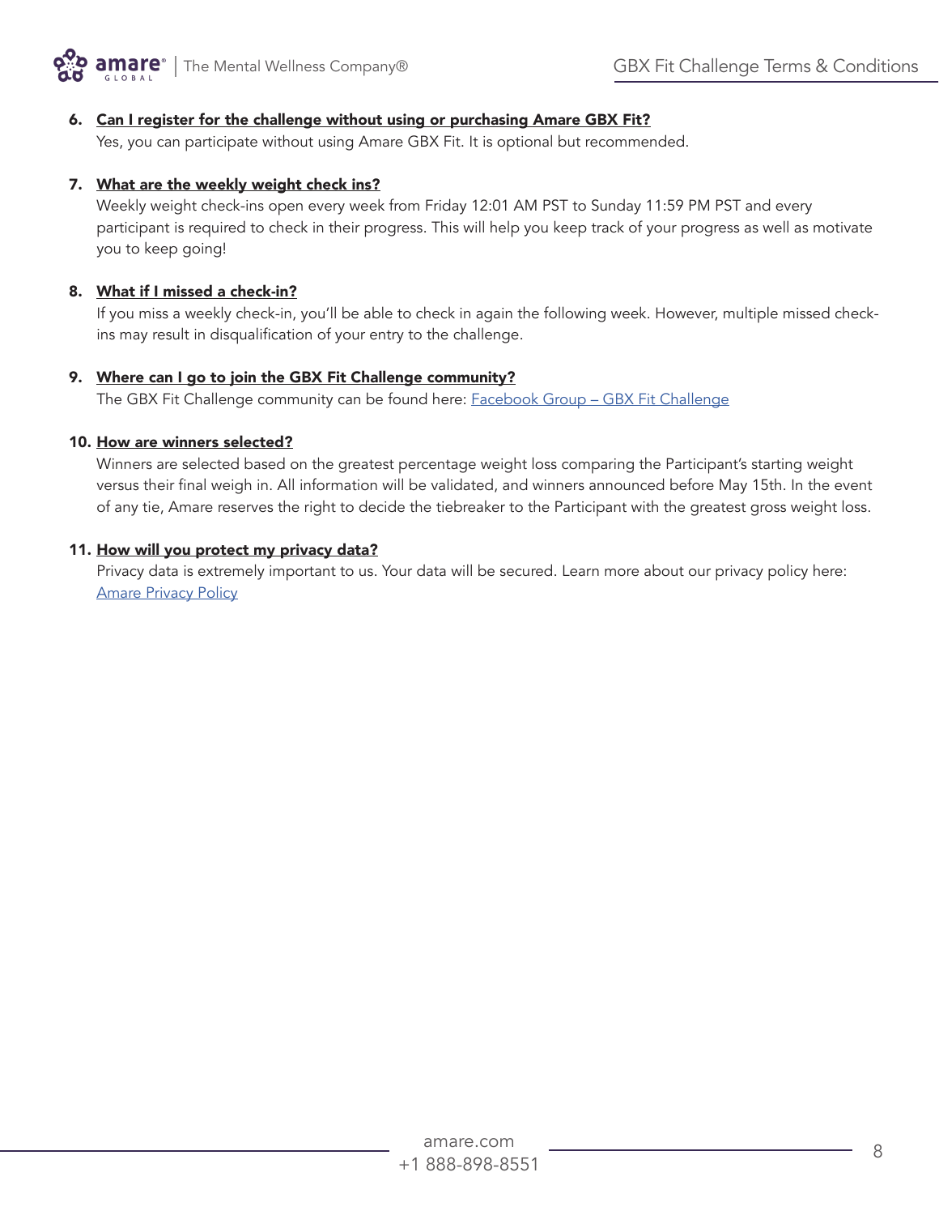6. **<u>Can I register for the challenge without using or purchasing Amare GBX Fit?</u>**
   Yes, you can participate without using Amare GBX Fit. It is optional but recommended.

7. **<u>What are the weekly weight check ins?</u>**
   Weekly weight check-ins open every week from Friday 12:01 AM PST to Sunday 11:59 PM PST and every participant is required to check in their progress. This will help you keep track of your progress as well as motivate you to keep going!

8. **<u>What if I missed a check-in?</u>**
   If you miss a weekly check-in, you'll be able to check in again the following week. However, multiple missed check-ins may result in disqualification of your entry to the challenge.

9. **<u>Where can I go to join the GBX Fit Challenge community?</u>**
   The GBX Fit Challenge community can be found here: [Facebook Group – GBX Fit Challenge]()

10. **<u>How are winners selected?</u>**
    Winners are selected based on the greatest percentage weight loss comparing the Participant's starting weight versus their final weigh in. All information will be validated, and winners announced before May 15th. In the event of any tie, Amare reserves the right to decide the tiebreaker to the Participant with the greatest gross weight loss.

11. **<u>How will you protect my privacy data?</u>**
    Privacy data is extremely important to us. Your data will be secured. Learn more about our privacy policy here: [Amare Privacy Policy]()